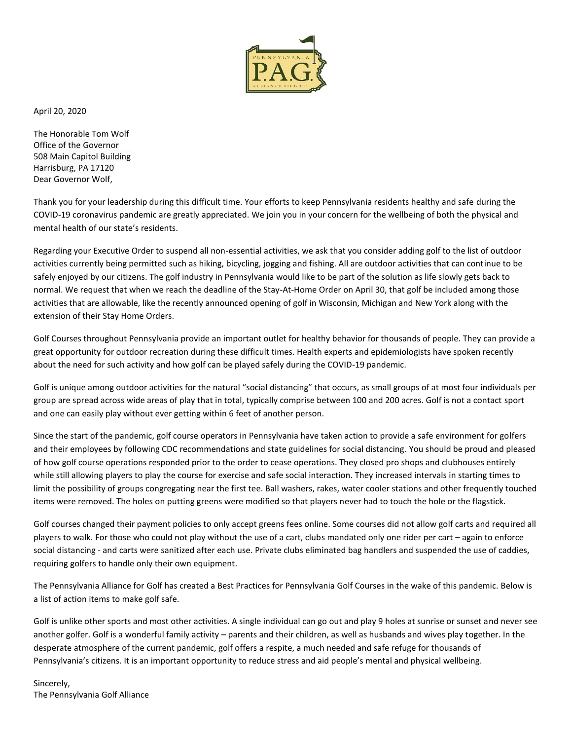April 20, 2020

The Honorable Tom Wolf
Office of the Governor
508 Main Capitol Building
Harrisburg, PA 17120
Dear Governor Wolf,

Thank you for your leadership during this difficult time. Your efforts to keep Pennsylvania residents healthy and safe during the COVID-19 coronavirus pandemic are greatly appreciated. We join you in your concern for the wellbeing of both the physical and mental health of our state's residents.

Regarding your Executive Order to suspend all non-essential activities, we ask that you consider adding golf to the list of outdoor activities currently being permitted such as hiking, bicycling, jogging and fishing. All are outdoor activities that can continue to be safely enjoyed by our citizens. The golf industry in Pennsylvania would like to be part of the solution as life slowly gets back to normal. We request that when we reach the deadline of the Stay-At-Home Order on April 30, that golf be included among those activities that are allowable, like the recently announced opening of golf in Wisconsin, Michigan and New York along with the extension of their Stay Home Orders.

Golf Courses throughout Pennsylvania provide an important outlet for healthy behavior for thousands of people. They can provide a great opportunity for outdoor recreation during these difficult times. Health experts and epidemiologists have spoken recently about the need for such activity and how golf can be played safely during the COVID-19 pandemic.

Golf is unique among outdoor activities for the natural "social distancing" that occurs, as small groups of at most four individuals per group are spread across wide areas of play that in total, typically comprise between 100 and 200 acres. Golf is not a contact sport and one can easily play without ever getting within 6 feet of another person.

Since the start of the pandemic, golf course operators in Pennsylvania have taken action to provide a safe environment for golfers and their employees by following CDC recommendations and state guidelines for social distancing. You should be proud and pleased of how golf course operations responded prior to the order to cease operations. They closed pro shops and clubhouses entirely while still allowing players to play the course for exercise and safe social interaction. They increased intervals in starting times to limit the possibility of groups congregating near the first tee. Ball washers, rakes, water cooler stations and other frequently touched items were removed. The holes on putting greens were modified so that players never had to touch the hole or the flagstick.

Golf courses changed their payment policies to only accept greens fees online. Some courses did not allow golf carts and required all players to walk. For those who could not play without the use of a cart, clubs mandated only one rider per cart – again to enforce social distancing - and carts were sanitized after each use. Private clubs eliminated bag handlers and suspended the use of caddies, requiring golfers to handle only their own equipment.

The Pennsylvania Alliance for Golf has created a Best Practices for Pennsylvania Golf Courses in the wake of this pandemic. Below is a list of action items to make golf safe.

Golf is unlike other sports and most other activities. A single individual can go out and play 9 holes at sunrise or sunset and never see another golfer. Golf is a wonderful family activity – parents and their children, as well as husbands and wives play together. In the desperate atmosphere of the current pandemic, golf offers a respite, a much needed and safe refuge for thousands of Pennsylvania's citizens. It is an important opportunity to reduce stress and aid people's mental and physical wellbeing.

Sincerely,
The Pennsylvania Golf Alliance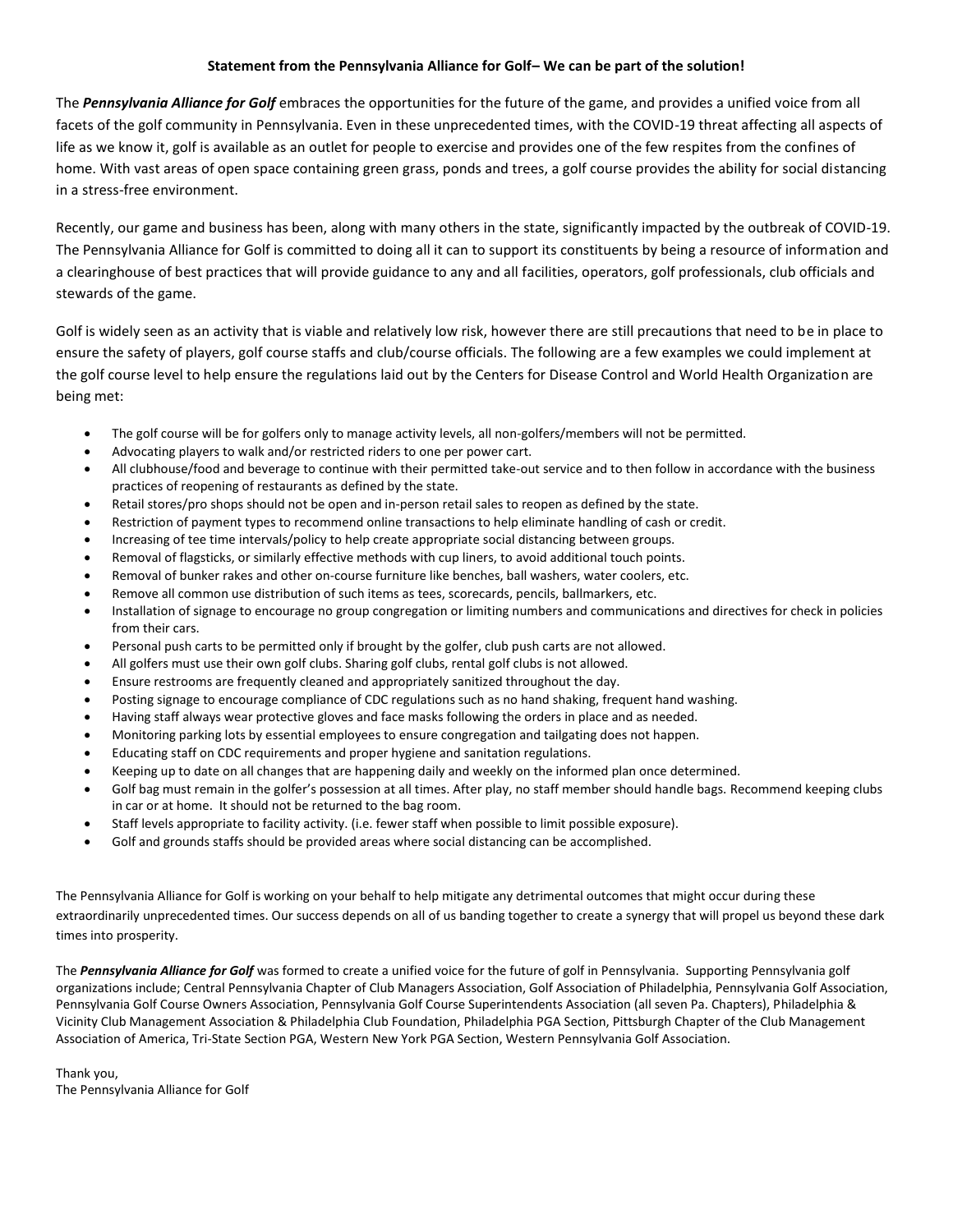**Statement from the Pennsylvania Alliance for Golf– We can be part of the solution!**

The ***Pennsylvania Alliance for Golf*** embraces the opportunities for the future of the game, and provides a unified voice from all facets of the golf community in Pennsylvania. Even in these unprecedented times, with the COVID-19 threat affecting all aspects of life as we know it, golf is available as an outlet for people to exercise and provides one of the few respites from the confines of home. With vast areas of open space containing green grass, ponds and trees, a golf course provides the ability for social distancing in a stress-free environment.

Recently, our game and business has been, along with many others in the state, significantly impacted by the outbreak of COVID-19. The Pennsylvania Alliance for Golf is committed to doing all it can to support its constituents by being a resource of information and a clearinghouse of best practices that will provide guidance to any and all facilities, operators, golf professionals, club officials and stewards of the game.

Golf is widely seen as an activity that is viable and relatively low risk, however there are still precautions that need to be in place to ensure the safety of players, golf course staffs and club/course officials. The following are a few examples we could implement at the golf course level to help ensure the regulations laid out by the Centers for Disease Control and World Health Organization are being met:

- The golf course will be for golfers only to manage activity levels, all non-golfers/members will not be permitted.
- Advocating players to walk and/or restricted riders to one per power cart.
- All clubhouse/food and beverage to continue with their permitted take-out service and to then follow in accordance with the business practices of reopening of restaurants as defined by the state.
- Retail stores/pro shops should not be open and in-person retail sales to reopen as defined by the state.
- Restriction of payment types to recommend online transactions to help eliminate handling of cash or credit.
- Increasing of tee time intervals/policy to help create appropriate social distancing between groups.
- Removal of flagsticks, or similarly effective methods with cup liners, to avoid additional touch points.
- Removal of bunker rakes and other on-course furniture like benches, ball washers, water coolers, etc.
- Remove all common use distribution of such items as tees, scorecards, pencils, ballmarkers, etc.
- Installation of signage to encourage no group congregation or limiting numbers and communications and directives for check in policies from their cars.
- Personal push carts to be permitted only if brought by the golfer, club push carts are not allowed.
- All golfers must use their own golf clubs. Sharing golf clubs, rental golf clubs is not allowed.
- Ensure restrooms are frequently cleaned and appropriately sanitized throughout the day.
- Posting signage to encourage compliance of CDC regulations such as no hand shaking, frequent hand washing.
- Having staff always wear protective gloves and face masks following the orders in place and as needed.
- Monitoring parking lots by essential employees to ensure congregation and tailgating does not happen.
- Educating staff on CDC requirements and proper hygiene and sanitation regulations.
- Keeping up to date on all changes that are happening daily and weekly on the informed plan once determined.
- Golf bag must remain in the golfer's possession at all times. After play, no staff member should handle bags. Recommend keeping clubs in car or at home. It should not be returned to the bag room.
- Staff levels appropriate to facility activity. (i.e. fewer staff when possible to limit possible exposure).
- Golf and grounds staffs should be provided areas where social distancing can be accomplished.

The Pennsylvania Alliance for Golf is working on your behalf to help mitigate any detrimental outcomes that might occur during these extraordinarily unprecedented times. Our success depends on all of us banding together to create a synergy that will propel us beyond these dark times into prosperity.

The ***Pennsylvania Alliance for Golf*** was formed to create a unified voice for the future of golf in Pennsylvania. Supporting Pennsylvania golf organizations include; Central Pennsylvania Chapter of Club Managers Association, Golf Association of Philadelphia, Pennsylvania Golf Association, Pennsylvania Golf Course Owners Association, Pennsylvania Golf Course Superintendents Association (all seven Pa. Chapters), Philadelphia & Vicinity Club Management Association & Philadelphia Club Foundation, Philadelphia PGA Section, Pittsburgh Chapter of the Club Management Association of America, Tri-State Section PGA, Western New York PGA Section, Western Pennsylvania Golf Association.

Thank you,
The Pennsylvania Alliance for Golf